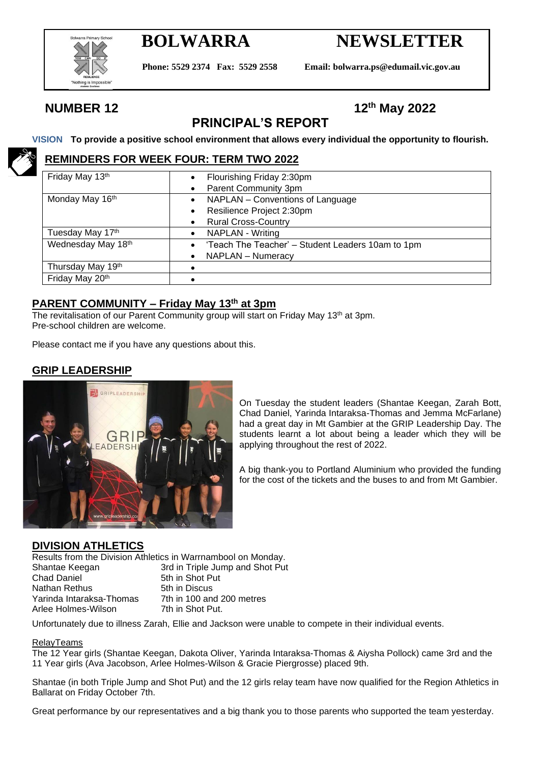# BOLWARRA NEWSLETTER

**Phone: 5529 2374 Fax: 5529 2558 Email: bolwarra.ps@edumail.vic.gov.au**

**NUMBER 12** **12th May 2022**

## PRINCIPAL'S REPORT

**VISION To provide a positive school environment that allows every individual the opportunity to flourish.**

### REMINDERS FOR WEEK FOUR: TERM TWO 2022

| | |
|---|---|
| Friday May 13th | • Flourishing Friday 2:30pm<br>• Parent Community 3pm |
| Monday May 16th | • NAPLAN – Conventions of Language<br>• Resilience Project 2:30pm<br>• Rural Cross-Country |
| Tuesday May 17th | • NAPLAN - Writing |
| Wednesday May 18th | • 'Teach The Teacher' – Student Leaders 10am to 1pm<br>• NAPLAN – Numeracy |
| Thursday May 19th | • |
| Friday May 20th | • |

### PARENT COMMUNITY – Friday May 13th at 3pm

The revitalisation of our Parent Community group will start on Friday May 13th at 3pm.
Pre-school children are welcome.

Please contact me if you have any questions about this.

### GRIP LEADERSHIP

On Tuesday the student leaders (Shantae Keegan, Zarah Bott, Chad Daniel, Yarinda Intaraksa-Thomas and Jemma McFarlane) had a great day in Mt Gambier at the GRIP Leadership Day. The students learnt a lot about being a leader which they will be applying throughout the rest of 2022.

A big thank-you to Portland Aluminium who provided the funding for the cost of the tickets and the buses to and from Mt Gambier.

### DIVISION ATHLETICS

Results from the Division Athletics in Warrnambool on Monday.

| | |
|---|---|
| Shantae Keegan | 3rd in Triple Jump and Shot Put |
| Chad Daniel | 5th in Shot Put |
| Nathan Rethus | 5th in Discus |
| Yarinda Intaraksa-Thomas | 7th in 100 and 200 metres |
| Arlee Holmes-Wilson | 7th in Shot Put. |

Unfortunately due to illness Zarah, Ellie and Jackson were unable to compete in their individual events.

RelayTeams

The 12 Year girls (Shantae Keegan, Dakota Oliver, Yarinda Intaraksa-Thomas & Aiysha Pollock) came 3rd and the 11 Year girls (Ava Jacobson, Arlee Holmes-Wilson & Gracie Piergrosse) placed 9th.

Shantae (in both Triple Jump and Shot Put) and the 12 girls relay team have now qualified for the Region Athletics in Ballarat on Friday October 7th.

Great performance by our representatives and a big thank you to those parents who supported the team yesterday.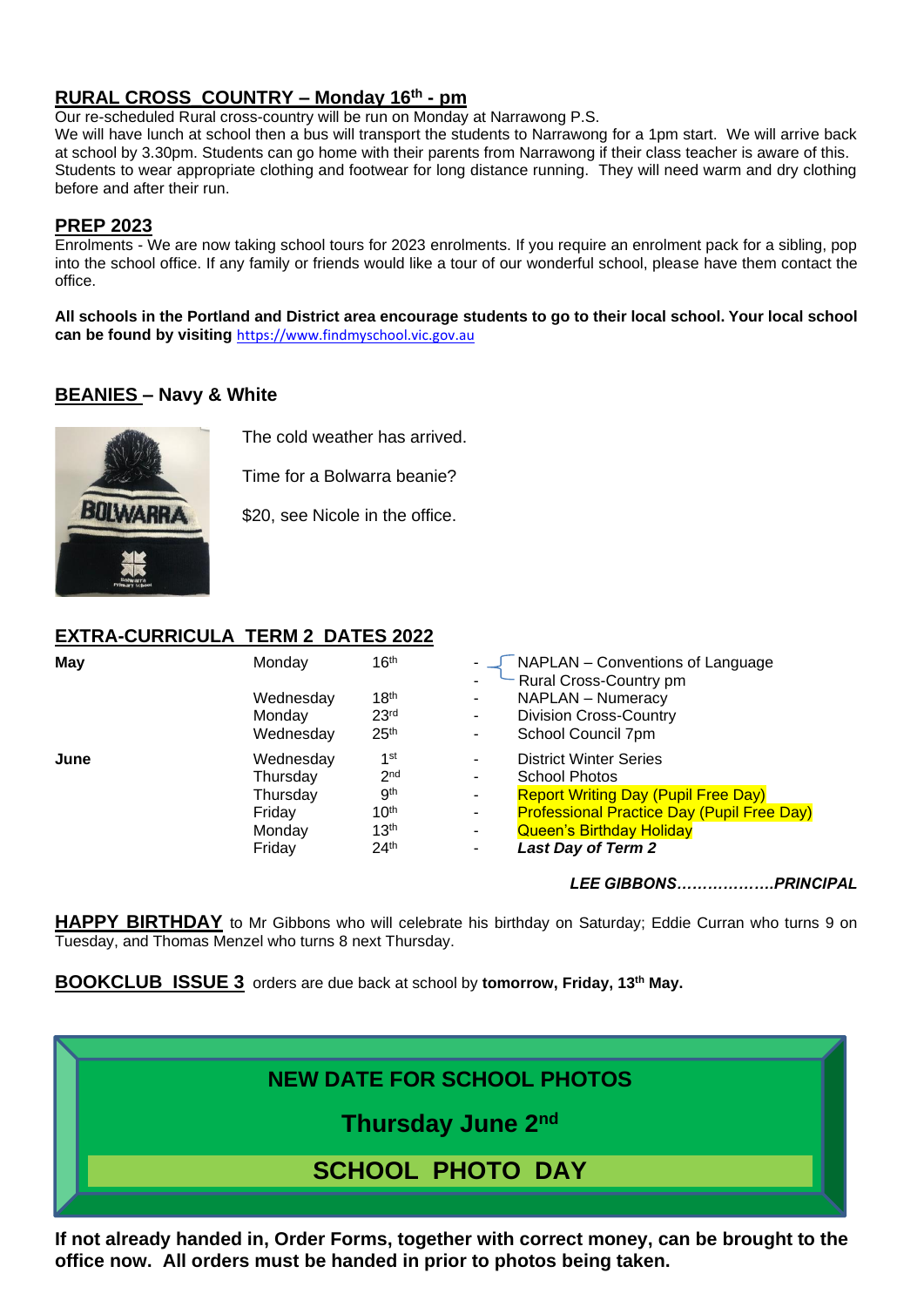## RURAL CROSS COUNTRY – Monday 16th - pm

Our re-scheduled Rural cross-country will be run on Monday at Narrawong P.S.
We will have lunch at school then a bus will transport the students to Narrawong for a 1pm start. We will arrive back at school by 3.30pm. Students can go home with their parents from Narrawong if their class teacher is aware of this. Students to wear appropriate clothing and footwear for long distance running. They will need warm and dry clothing before and after their run.

## PREP 2023

Enrolments - We are now taking school tours for 2023 enrolments. If you require an enrolment pack for a sibling, pop into the school office. If any family or friends would like a tour of our wonderful school, please have them contact the office.

**All schools in the Portland and District area encourage students to go to their local school. Your local school can be found by visiting** https://www.findmyschool.vic.gov.au

## BEANIES – Navy & White

The cold weather has arrived.

Time for a Bolwarra beanie?

$20, see Nicole in the office.

## EXTRA-CURRICULA TERM 2 DATES 2022

| | | | | |
|---|---|---|---|---|
| **May** | Monday | 16th | - | NAPLAN – Conventions of Language |
| | | | - | Rural Cross-Country pm |
| | Wednesday | 18th | - | NAPLAN – Numeracy |
| | Monday | 23rd | - | Division Cross-Country |
| | Wednesday | 25th | - | School Council 7pm |
| **June** | Wednesday | 1st | - | District Winter Series |
| | Thursday | 2nd | - | School Photos |
| | Thursday | 9th | - | Report Writing Day (Pupil Free Day) |
| | Friday | 10th | - | Professional Practice Day (Pupil Free Day) |
| | Monday | 13th | - | Queen's Birthday Holiday |
| | Friday | 24th | - | ***Last Day of Term 2*** |

***LEE GIBBONS……………….PRINCIPAL***

**HAPPY BIRTHDAY** to Mr Gibbons who will celebrate his birthday on Saturday; Eddie Curran who turns 9 on Tuesday, and Thomas Menzel who turns 8 next Thursday.

**BOOKCLUB ISSUE 3** orders are due back at school by **tomorrow, Friday, 13th May.**

**NEW DATE FOR SCHOOL PHOTOS**

**Thursday June 2nd**

**SCHOOL PHOTO DAY**

**If not already handed in, Order Forms, together with correct money, can be brought to the office now. All orders must be handed in prior to photos being taken.**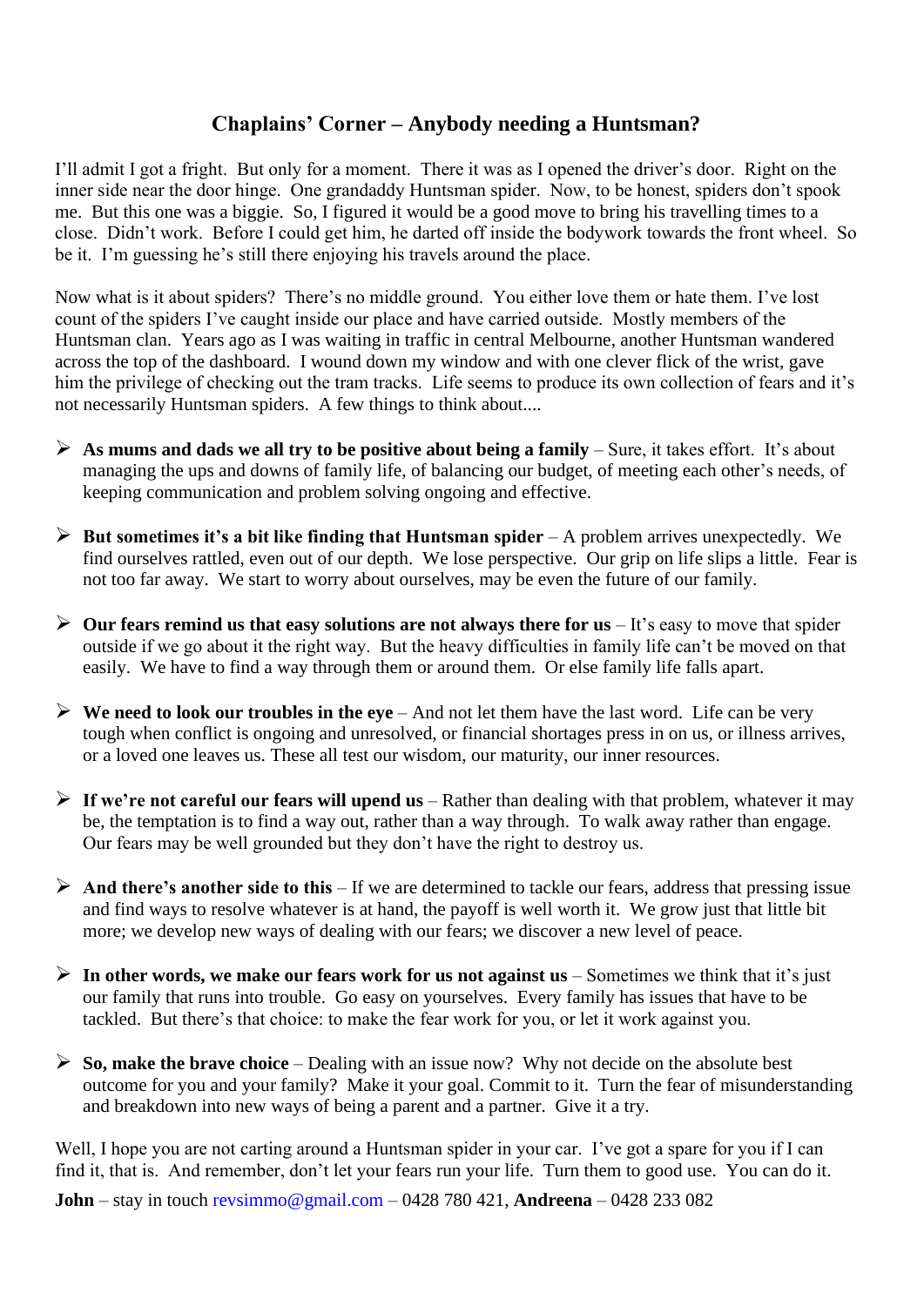## Chaplains' Corner – Anybody needing a Huntsman?

I'll admit I got a fright. But only for a moment. There it was as I opened the driver's door. Right on the inner side near the door hinge. One grandaddy Huntsman spider. Now, to be honest, spiders don't spook me. But this one was a biggie. So, I figured it would be a good move to bring his travelling times to a close. Didn't work. Before I could get him, he darted off inside the bodywork towards the front wheel. So be it. I'm guessing he's still there enjoying his travels around the place.

Now what is it about spiders? There's no middle ground. You either love them or hate them. I've lost count of the spiders I've caught inside our place and have carried outside. Mostly members of the Huntsman clan. Years ago as I was waiting in traffic in central Melbourne, another Huntsman wandered across the top of the dashboard. I wound down my window and with one clever flick of the wrist, gave him the privilege of checking out the tram tracks. Life seems to produce its own collection of fears and it's not necessarily Huntsman spiders. A few things to think about....

- **As mums and dads we all try to be positive about being a family** – Sure, it takes effort. It's about managing the ups and downs of family life, of balancing our budget, of meeting each other's needs, of keeping communication and problem solving ongoing and effective.
- **But sometimes it's a bit like finding that Huntsman spider** – A problem arrives unexpectedly. We find ourselves rattled, even out of our depth. We lose perspective. Our grip on life slips a little. Fear is not too far away. We start to worry about ourselves, may be even the future of our family.
- **Our fears remind us that easy solutions are not always there for us** – It's easy to move that spider outside if we go about it the right way. But the heavy difficulties in family life can't be moved on that easily. We have to find a way through them or around them. Or else family life falls apart.
- **We need to look our troubles in the eye** – And not let them have the last word. Life can be very tough when conflict is ongoing and unresolved, or financial shortages press in on us, or illness arrives, or a loved one leaves us. These all test our wisdom, our maturity, our inner resources.
- **If we're not careful our fears will upend us** – Rather than dealing with that problem, whatever it may be, the temptation is to find a way out, rather than a way through. To walk away rather than engage. Our fears may be well grounded but they don't have the right to destroy us.
- **And there's another side to this** – If we are determined to tackle our fears, address that pressing issue and find ways to resolve whatever is at hand, the payoff is well worth it. We grow just that little bit more; we develop new ways of dealing with our fears; we discover a new level of peace.
- **In other words, we make our fears work for us not against us** – Sometimes we think that it's just our family that runs into trouble. Go easy on yourselves. Every family has issues that have to be tackled. But there's that choice: to make the fear work for you, or let it work against you.
- **So, make the brave choice** – Dealing with an issue now? Why not decide on the absolute best outcome for you and your family? Make it your goal. Commit to it. Turn the fear of misunderstanding and breakdown into new ways of being a parent and a partner. Give it a try.

Well, I hope you are not carting around a Huntsman spider in your car. I've got a spare for you if I can find it, that is. And remember, don't let your fears run your life. Turn them to good use. You can do it.

**John** – stay in touch revsimmo@gmail.com – 0428 780 421, **Andreena** – 0428 233 082